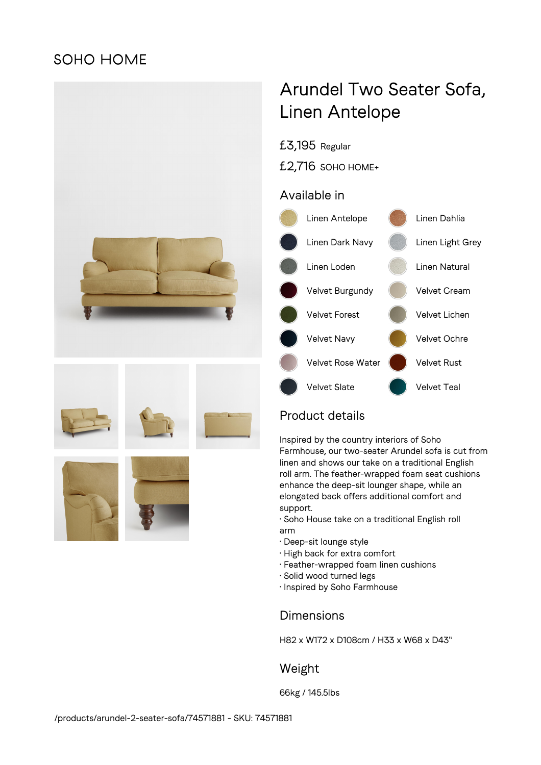SOHO HOME

# Arundel Two Seater Sofa, Linen Antelope

£3,195 Regular

£2,716 SOHO HOME+

## Available in

- Linen Antelope
- Linen Dahlia
- Linen Dark Navy
- Linen Light Grey
- Linen Loden
- Linen Natural
- Velvet Burgundy
- Velvet Cream
- Velvet Forest
- Velvet Lichen
- Velvet Navy
- Velvet Ochre
- Velvet Rose Water
- Velvet Rust
- Velvet Slate
- Velvet Teal

## Product details

Inspired by the country interiors of Soho Farmhouse, our two-seater Arundel sofa is cut from linen and shows our take on a traditional English roll arm. The feather-wrapped foam seat cushions enhance the deep-sit lounger shape, while an elongated back offers additional comfort and support.

- Soho House take on a traditional English roll arm
- Deep-sit lounge style
- High back for extra comfort
- Feather-wrapped foam linen cushions
- Solid wood turned legs
- Inspired by Soho Farmhouse

## Dimensions

H82 x W172 x D108cm / H33 x W68 x D43"

## Weight

66kg / 145.5lbs

/products/arundel-2-seater-sofa/74571881 - SKU: 74571881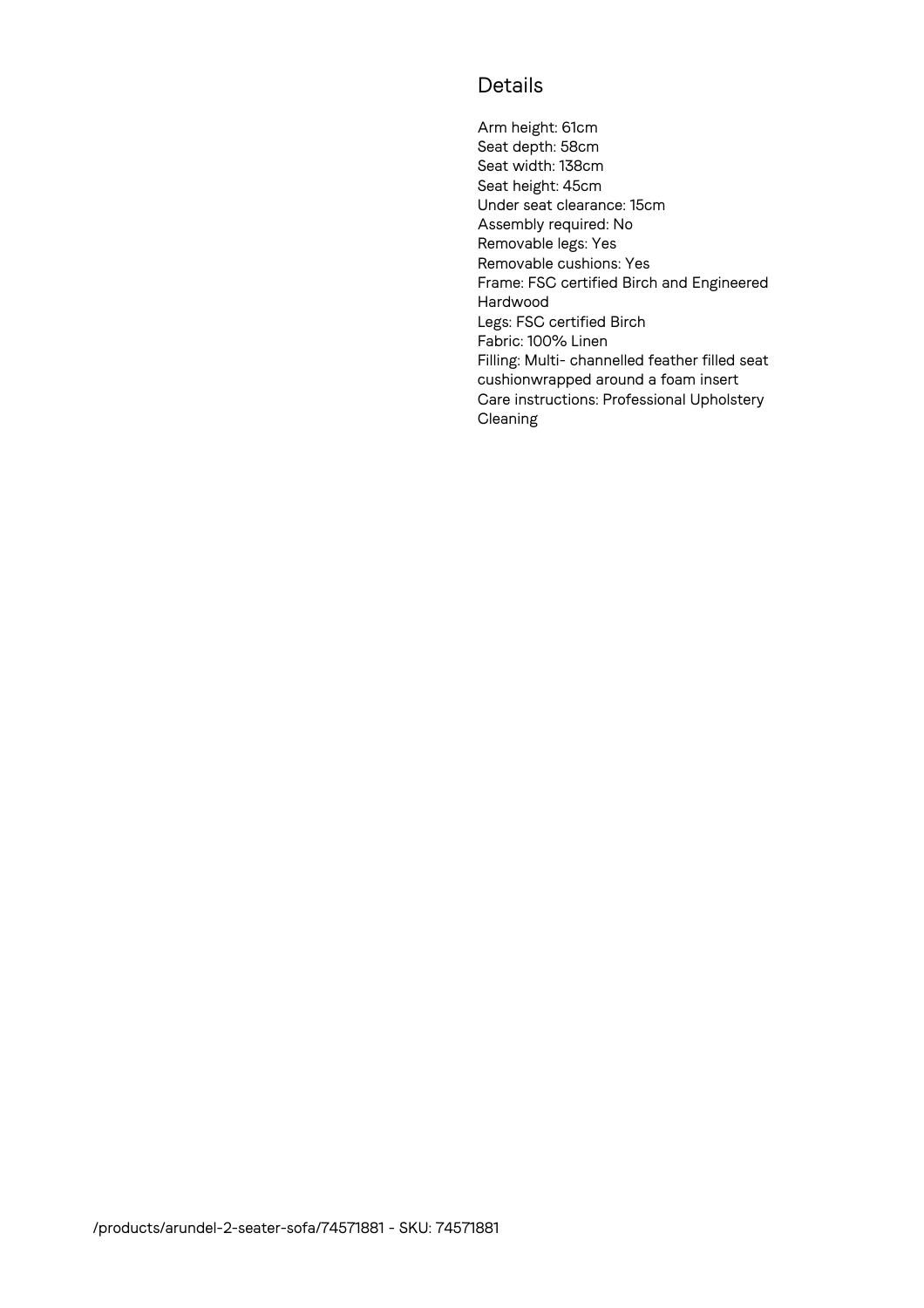## Details

Arm height: 61cm
Seat depth: 58cm
Seat width: 138cm
Seat height: 45cm
Under seat clearance: 15cm
Assembly required: No
Removable legs: Yes
Removable cushions: Yes
Frame: FSC certified Birch and Engineered Hardwood
Legs: FSC certified Birch
Fabric: 100% Linen
Filling: Multi- channelled feather filled seat cushionwrapped around a foam insert
Care instructions: Professional Upholstery Cleaning

/products/arundel-2-seater-sofa/74571881 - SKU: 74571881